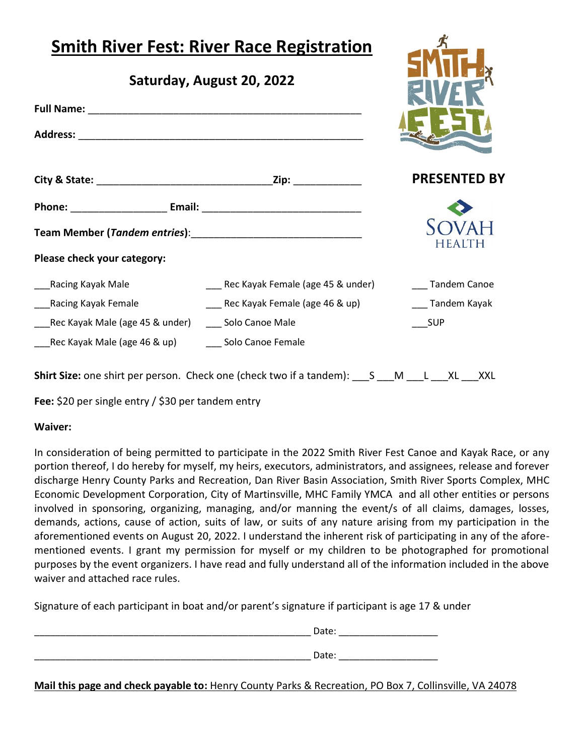# Smith River Fest: River Race Registration

## Saturday, August 20, 2022

**PRESENTED BY** SOVAH HEALTH

**Full Name:** ______________________________________________

**Address:** ________________________________________________

**City & State:** ____________________________ **Zip:** ___________

**Phone:** ________________ **Email:** ___________________________

**Team Member (*Tandem entries*):** ____________________________

**Please check your category:**

___Racing Kayak Male

___Racing Kayak Female

___Rec Kayak Male (age 45 & under)

___Rec Kayak Male (age 46 & up)

___ Rec Kayak Female (age 45 & under)

___ Rec Kayak Female (age 46 & up)

___ Solo Canoe Male

___ Solo Canoe Female

___ Tandem Canoe

___ Tandem Kayak

___SUP

**Shirt Size:** one shirt per person. Check one (check two if a tandem): ___S ___M ___L ___XL ___XXL

**Fee:** $20 per single entry / $30 per tandem entry

**Waiver:**

In consideration of being permitted to participate in the 2022 Smith River Fest Canoe and Kayak Race, or any portion thereof, I do hereby for myself, my heirs, executors, administrators, and assignees, release and forever discharge Henry County Parks and Recreation, Dan River Basin Association, Smith River Sports Complex, MHC Economic Development Corporation, City of Martinsville, MHC Family YMCA and all other entities or persons involved in sponsoring, organizing, managing, and/or manning the event/s of all claims, damages, losses, demands, actions, cause of action, suits of law, or suits of any nature arising from my participation in the aforementioned events on August 20, 2022. I understand the inherent risk of participating in any of the afore-mentioned events. I grant my permission for myself or my children to be photographed for promotional purposes by the event organizers. I have read and fully understand all of the information included in the above waiver and attached race rules.

Signature of each participant in boat and/or parent's signature if participant is age 17 & under

______________________________________________ Date: _________________

______________________________________________ Date: _________________

**Mail this page and check payable to:** Henry County Parks & Recreation, PO Box 7, Collinsville, VA 24078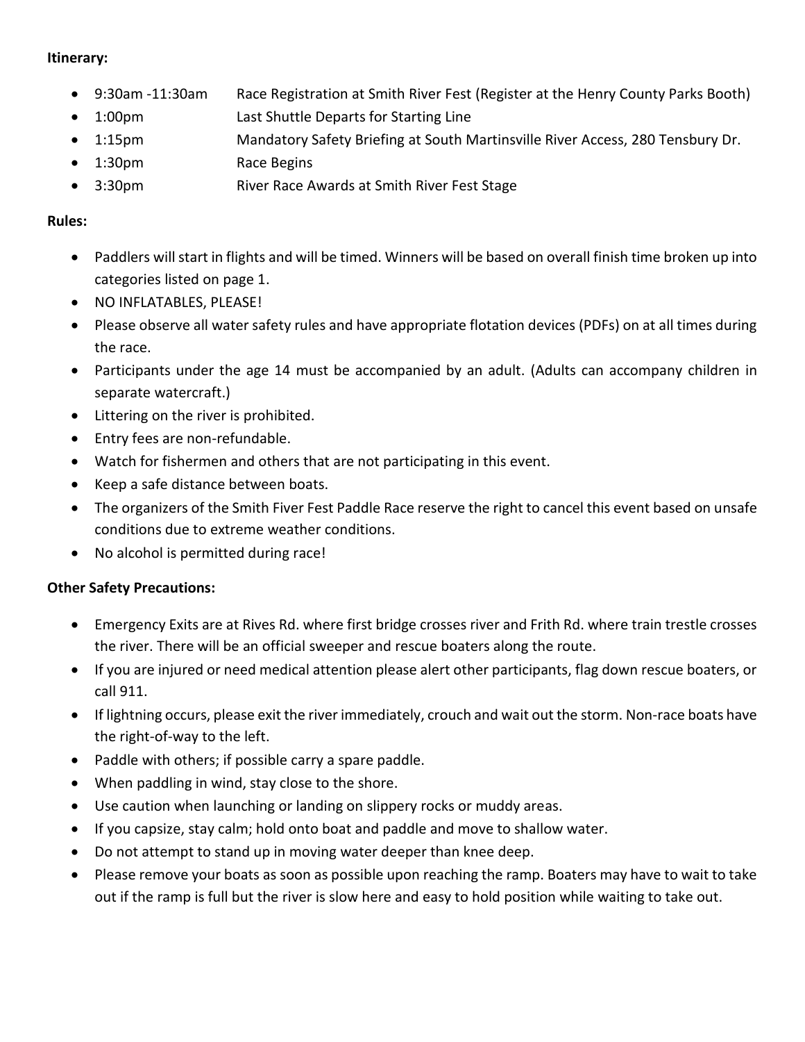**Itinerary:**

- 9:30am -11:30am Race Registration at Smith River Fest (Register at the Henry County Parks Booth)
- 1:00pm Last Shuttle Departs for Starting Line
- 1:15pm Mandatory Safety Briefing at South Martinsville River Access, 280 Tensbury Dr.
- 1:30pm Race Begins
- 3:30pm River Race Awards at Smith River Fest Stage

**Rules:**

- Paddlers will start in flights and will be timed. Winners will be based on overall finish time broken up into categories listed on page 1.
- NO INFLATABLES, PLEASE!
- Please observe all water safety rules and have appropriate flotation devices (PDFs) on at all times during the race.
- Participants under the age 14 must be accompanied by an adult. (Adults can accompany children in separate watercraft.)
- Littering on the river is prohibited.
- Entry fees are non-refundable.
- Watch for fishermen and others that are not participating in this event.
- Keep a safe distance between boats.
- The organizers of the Smith Fiver Fest Paddle Race reserve the right to cancel this event based on unsafe conditions due to extreme weather conditions.
- No alcohol is permitted during race!

**Other Safety Precautions:**

- Emergency Exits are at Rives Rd. where first bridge crosses river and Frith Rd. where train trestle crosses the river. There will be an official sweeper and rescue boaters along the route.
- If you are injured or need medical attention please alert other participants, flag down rescue boaters, or call 911.
- If lightning occurs, please exit the river immediately, crouch and wait out the storm. Non-race boats have the right-of-way to the left.
- Paddle with others; if possible carry a spare paddle.
- When paddling in wind, stay close to the shore.
- Use caution when launching or landing on slippery rocks or muddy areas.
- If you capsize, stay calm; hold onto boat and paddle and move to shallow water.
- Do not attempt to stand up in moving water deeper than knee deep.
- Please remove your boats as soon as possible upon reaching the ramp. Boaters may have to wait to take out if the ramp is full but the river is slow here and easy to hold position while waiting to take out.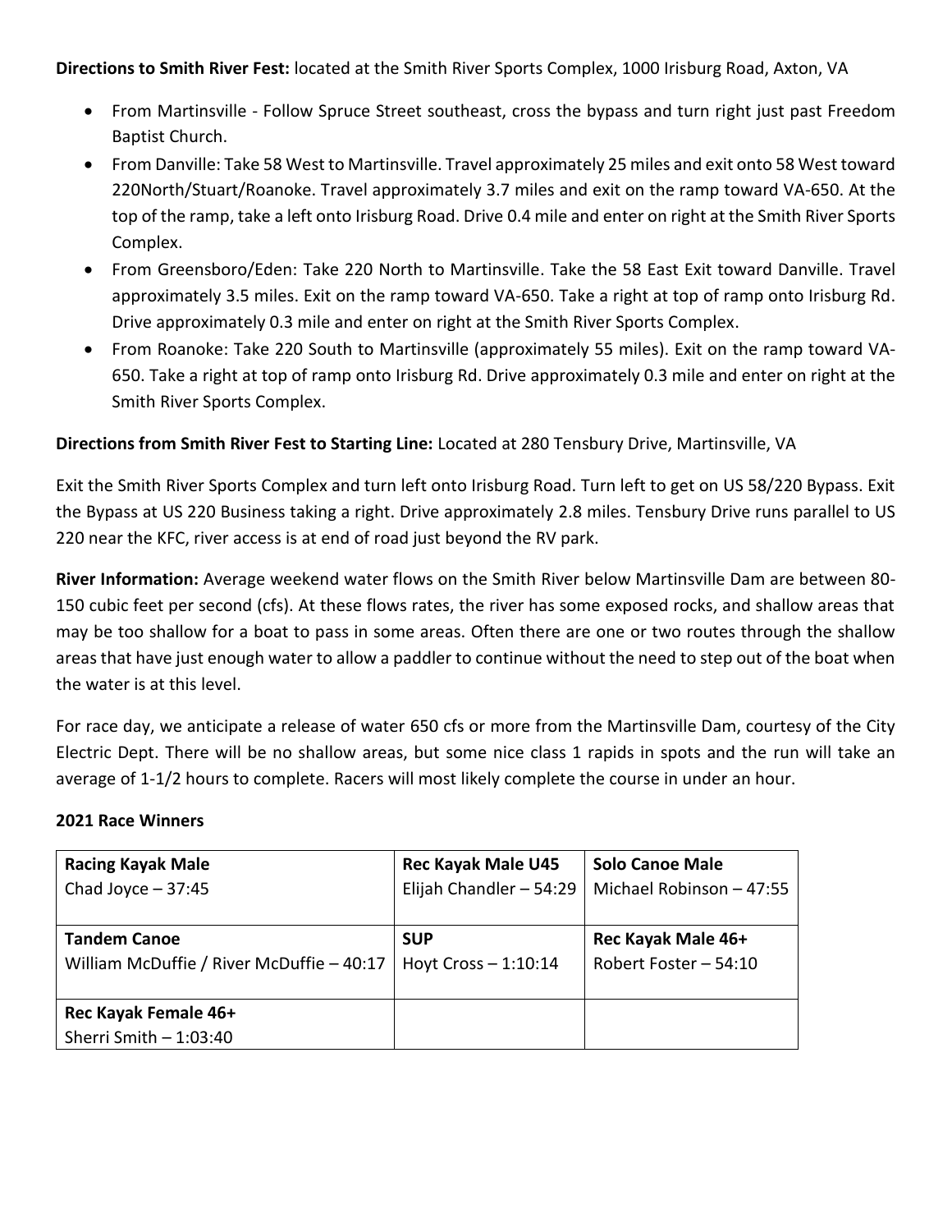**Directions to Smith River Fest:** located at the Smith River Sports Complex, 1000 Irisburg Road, Axton, VA

- From Martinsville - Follow Spruce Street southeast, cross the bypass and turn right just past Freedom Baptist Church.
- From Danville: Take 58 West to Martinsville. Travel approximately 25 miles and exit onto 58 West toward 220North/Stuart/Roanoke. Travel approximately 3.7 miles and exit on the ramp toward VA-650. At the top of the ramp, take a left onto Irisburg Road. Drive 0.4 mile and enter on right at the Smith River Sports Complex.
- From Greensboro/Eden: Take 220 North to Martinsville. Take the 58 East Exit toward Danville. Travel approximately 3.5 miles. Exit on the ramp toward VA-650. Take a right at top of ramp onto Irisburg Rd. Drive approximately 0.3 mile and enter on right at the Smith River Sports Complex.
- From Roanoke: Take 220 South to Martinsville (approximately 55 miles). Exit on the ramp toward VA-650. Take a right at top of ramp onto Irisburg Rd. Drive approximately 0.3 mile and enter on right at the Smith River Sports Complex.

**Directions from Smith River Fest to Starting Line:** Located at 280 Tensbury Drive, Martinsville, VA

Exit the Smith River Sports Complex and turn left onto Irisburg Road. Turn left to get on US 58/220 Bypass. Exit the Bypass at US 220 Business taking a right. Drive approximately 2.8 miles. Tensbury Drive runs parallel to US 220 near the KFC, river access is at end of road just beyond the RV park.

**River Information:** Average weekend water flows on the Smith River below Martinsville Dam are between 80-150 cubic feet per second (cfs). At these flows rates, the river has some exposed rocks, and shallow areas that may be too shallow for a boat to pass in some areas. Often there are one or two routes through the shallow areas that have just enough water to allow a paddler to continue without the need to step out of the boat when the water is at this level.

For race day, we anticipate a release of water 650 cfs or more from the Martinsville Dam, courtesy of the City Electric Dept. There will be no shallow areas, but some nice class 1 rapids in spots and the run will take an average of 1-1/2 hours to complete. Racers will most likely complete the course in under an hour.

**2021 Race Winners**

| | | |
|---|---|---|
| **Racing Kayak Male**<br>Chad Joyce – 37:45 | **Rec Kayak Male U45**<br>Elijah Chandler – 54:29 | **Solo Canoe Male**<br>Michael Robinson – 47:55 |
| **Tandem Canoe**<br>William McDuffie / River McDuffie – 40:17 | **SUP**<br>Hoyt Cross – 1:10:14 | **Rec Kayak Male 46+**<br>Robert Foster – 54:10 |
| **Rec Kayak Female 46+**<br>Sherri Smith – 1:03:40 | | |